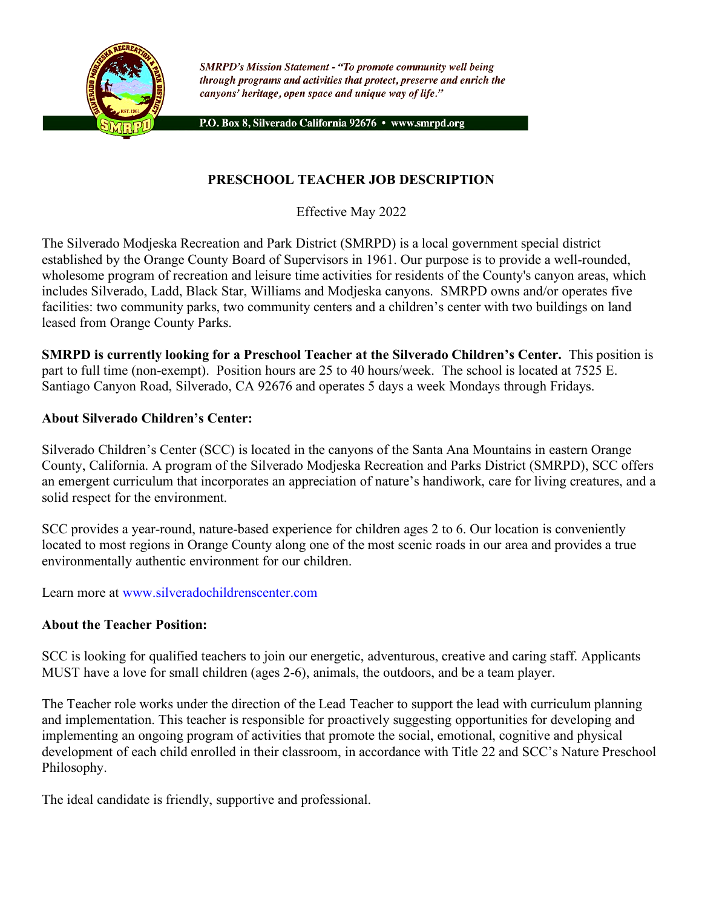*SMRPD's Mission Statement - "To promote community well being through programs and activities that protect, preserve and enrich the canyons' heritage, open space and unique way of life."*

**P.O. Box 8, Silverado California 92676 • www.smrpd.org**

# PRESCHOOL TEACHER JOB DESCRIPTION

Effective May 2022

The Silverado Modjeska Recreation and Park District (SMRPD) is a local government special district established by the Orange County Board of Supervisors in 1961. Our purpose is to provide a well-rounded, wholesome program of recreation and leisure time activities for residents of the County's canyon areas, which includes Silverado, Ladd, Black Star, Williams and Modjeska canyons. SMRPD owns and/or operates five facilities: two community parks, two community centers and a children's center with two buildings on land leased from Orange County Parks.

**SMRPD is currently looking for a Preschool Teacher at the Silverado Children's Center.** This position is part to full time (non-exempt). Position hours are 25 to 40 hours/week. The school is located at 7525 E. Santiago Canyon Road, Silverado, CA 92676 and operates 5 days a week Mondays through Fridays.

**About Silverado Children's Center:**

Silverado Children's Center (SCC) is located in the canyons of the Santa Ana Mountains in eastern Orange County, California. A program of the Silverado Modjeska Recreation and Parks District (SMRPD), SCC offers an emergent curriculum that incorporates an appreciation of nature's handiwork, care for living creatures, and a solid respect for the environment.

SCC provides a year-round, nature-based experience for children ages 2 to 6. Our location is conveniently located to most regions in Orange County along one of the most scenic roads in our area and provides a true environmentally authentic environment for our children.

Learn more at www.silveradochildrenscenter.com

**About the Teacher Position:**

SCC is looking for qualified teachers to join our energetic, adventurous, creative and caring staff. Applicants MUST have a love for small children (ages 2-6), animals, the outdoors, and be a team player.

The Teacher role works under the direction of the Lead Teacher to support the lead with curriculum planning and implementation. This teacher is responsible for proactively suggesting opportunities for developing and implementing an ongoing program of activities that promote the social, emotional, cognitive and physical development of each child enrolled in their classroom, in accordance with Title 22 and SCC's Nature Preschool Philosophy.

The ideal candidate is friendly, supportive and professional.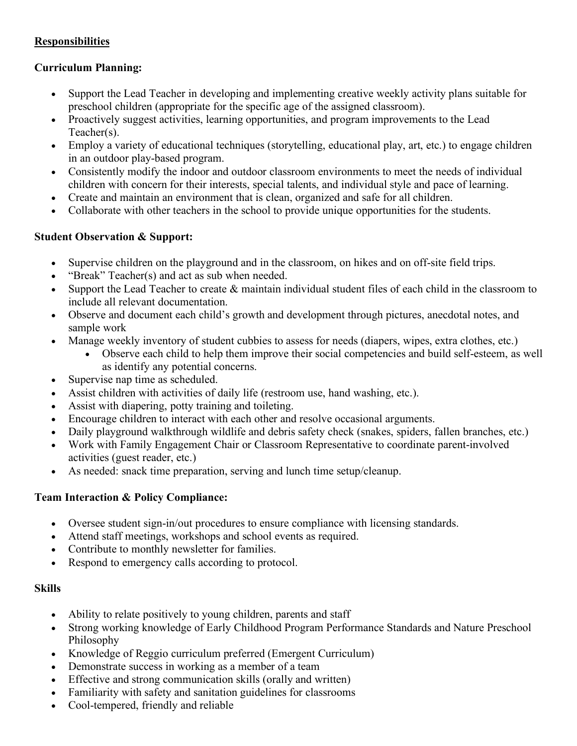## Responsibilities

### Curriculum Planning:

- Support the Lead Teacher in developing and implementing creative weekly activity plans suitable for preschool children (appropriate for the specific age of the assigned classroom).
- Proactively suggest activities, learning opportunities, and program improvements to the Lead Teacher(s).
- Employ a variety of educational techniques (storytelling, educational play, art, etc.) to engage children in an outdoor play-based program.
- Consistently modify the indoor and outdoor classroom environments to meet the needs of individual children with concern for their interests, special talents, and individual style and pace of learning.
- Create and maintain an environment that is clean, organized and safe for all children.
- Collaborate with other teachers in the school to provide unique opportunities for the students.

### Student Observation & Support:

- Supervise children on the playground and in the classroom, on hikes and on off-site field trips.
- "Break" Teacher(s) and act as sub when needed.
- Support the Lead Teacher to create & maintain individual student files of each child in the classroom to include all relevant documentation.
- Observe and document each child's growth and development through pictures, anecdotal notes, and sample work
- Manage weekly inventory of student cubbies to assess for needs (diapers, wipes, extra clothes, etc.)
  - Observe each child to help them improve their social competencies and build self-esteem, as well as identify any potential concerns.
- Supervise nap time as scheduled.
- Assist children with activities of daily life (restroom use, hand washing, etc.).
- Assist with diapering, potty training and toileting.
- Encourage children to interact with each other and resolve occasional arguments.
- Daily playground walkthrough wildlife and debris safety check (snakes, spiders, fallen branches, etc.)
- Work with Family Engagement Chair or Classroom Representative to coordinate parent-involved activities (guest reader, etc.)
- As needed: snack time preparation, serving and lunch time setup/cleanup.

### Team Interaction & Policy Compliance:

- Oversee student sign-in/out procedures to ensure compliance with licensing standards.
- Attend staff meetings, workshops and school events as required.
- Contribute to monthly newsletter for families.
- Respond to emergency calls according to protocol.

### Skills

- Ability to relate positively to young children, parents and staff
- Strong working knowledge of Early Childhood Program Performance Standards and Nature Preschool Philosophy
- Knowledge of Reggio curriculum preferred (Emergent Curriculum)
- Demonstrate success in working as a member of a team
- Effective and strong communication skills (orally and written)
- Familiarity with safety and sanitation guidelines for classrooms
- Cool-tempered, friendly and reliable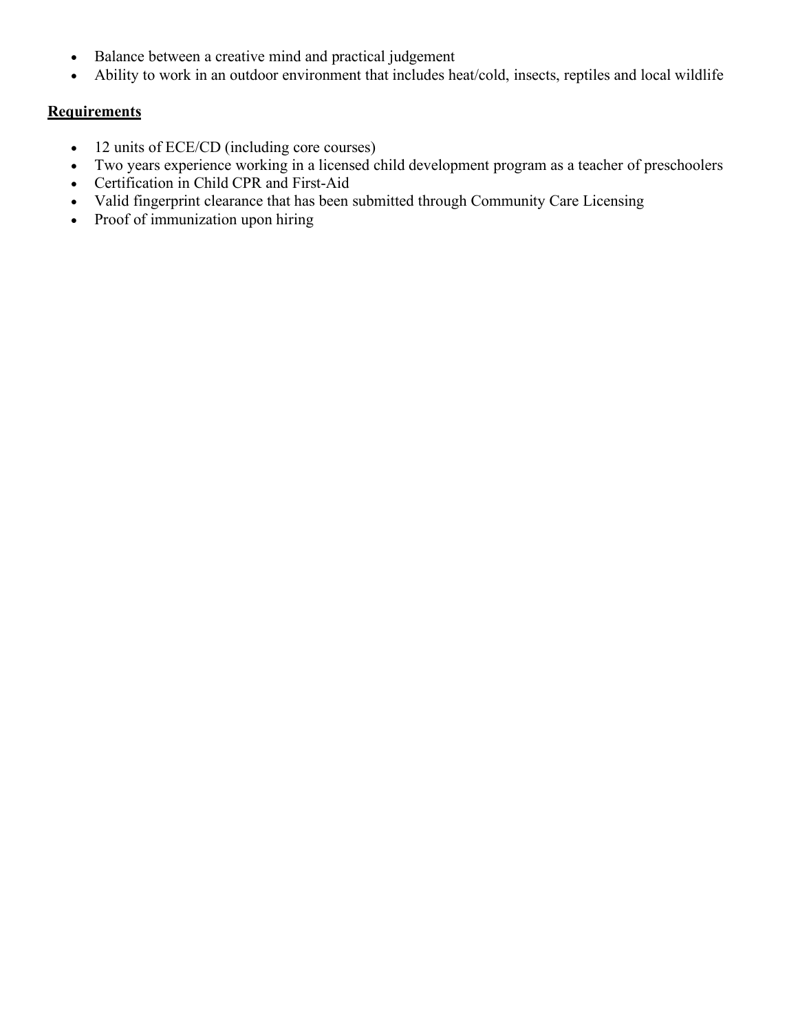- Balance between a creative mind and practical judgement
- Ability to work in an outdoor environment that includes heat/cold, insects, reptiles and local wildlife

## Requirements

- 12 units of ECE/CD (including core courses)
- Two years experience working in a licensed child development program as a teacher of preschoolers
- Certification in Child CPR and First-Aid
- Valid fingerprint clearance that has been submitted through Community Care Licensing
- Proof of immunization upon hiring